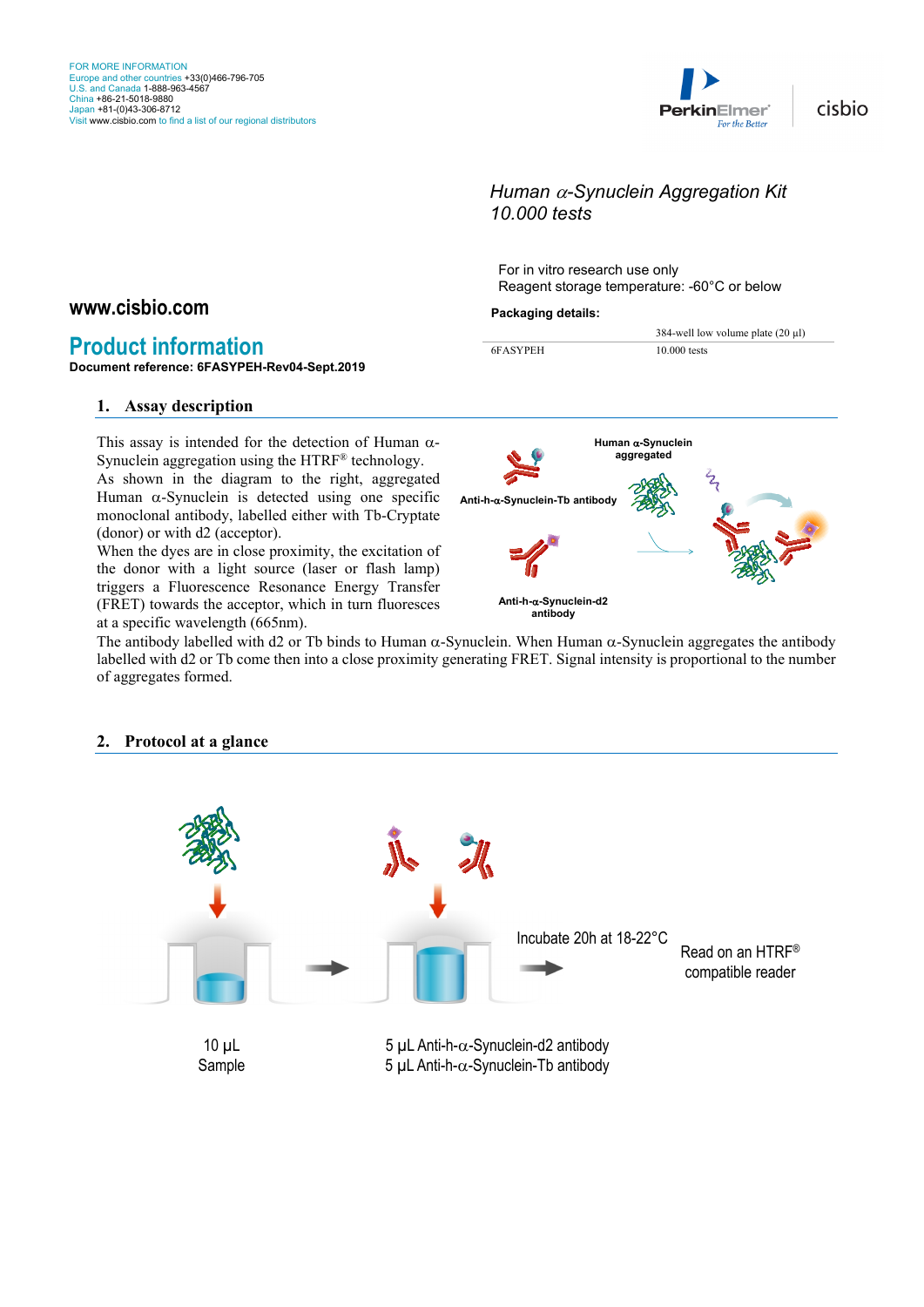FOR MORE INFORMATION
Europe and other countries +33(0)466-796-705
U.S. and Canada 1-888-963-4567
China +86-21-5018-9880
Japan +81-(0)43-306-8712
Visit www.cisbio.com to find a list of our regional distributors

*Human α-Synuclein Aggregation Kit*
*10.000 tests*

For in vitro research use only
Reagent storage temperature: -60°C or below

**Packaging details:**

| | 384-well low volume plate (20 µl) |
|---|---|
| 6FASYPEH | 10.000 tests |

**www.cisbio.com**

# Product information

**Document reference: 6FASYPEH-Rev04-Sept.2019**

## 1. Assay description

This assay is intended for the detection of Human α-Synuclein aggregation using the HTRF® technology.
As shown in the diagram to the right, aggregated Human α-Synuclein is detected using one specific monoclonal antibody, labelled either with Tb-Cryptate (donor) or with d2 (acceptor).
When the dyes are in close proximity, the excitation of the donor with a light source (laser or flash lamp) triggers a Fluorescence Resonance Energy Transfer (FRET) towards the acceptor, which in turn fluoresces at a specific wavelength (665nm).

Human α-Synuclein aggregated

Anti-h-α-Synuclein-Tb antibody

Anti-h-α-Synuclein-d2 antibody

The antibody labelled with d2 or Tb binds to Human α-Synuclein. When Human α-Synuclein aggregates the antibody labelled with d2 or Tb come then into a close proximity generating FRET. Signal intensity is proportional to the number of aggregates formed.

## 2. Protocol at a glance

10 µL Sample

5 µL Anti-h-α-Synuclein-d2 antibody
5 µL Anti-h-α-Synuclein-Tb antibody

Incubate 20h at 18-22°C

Read on an HTRF® compatible reader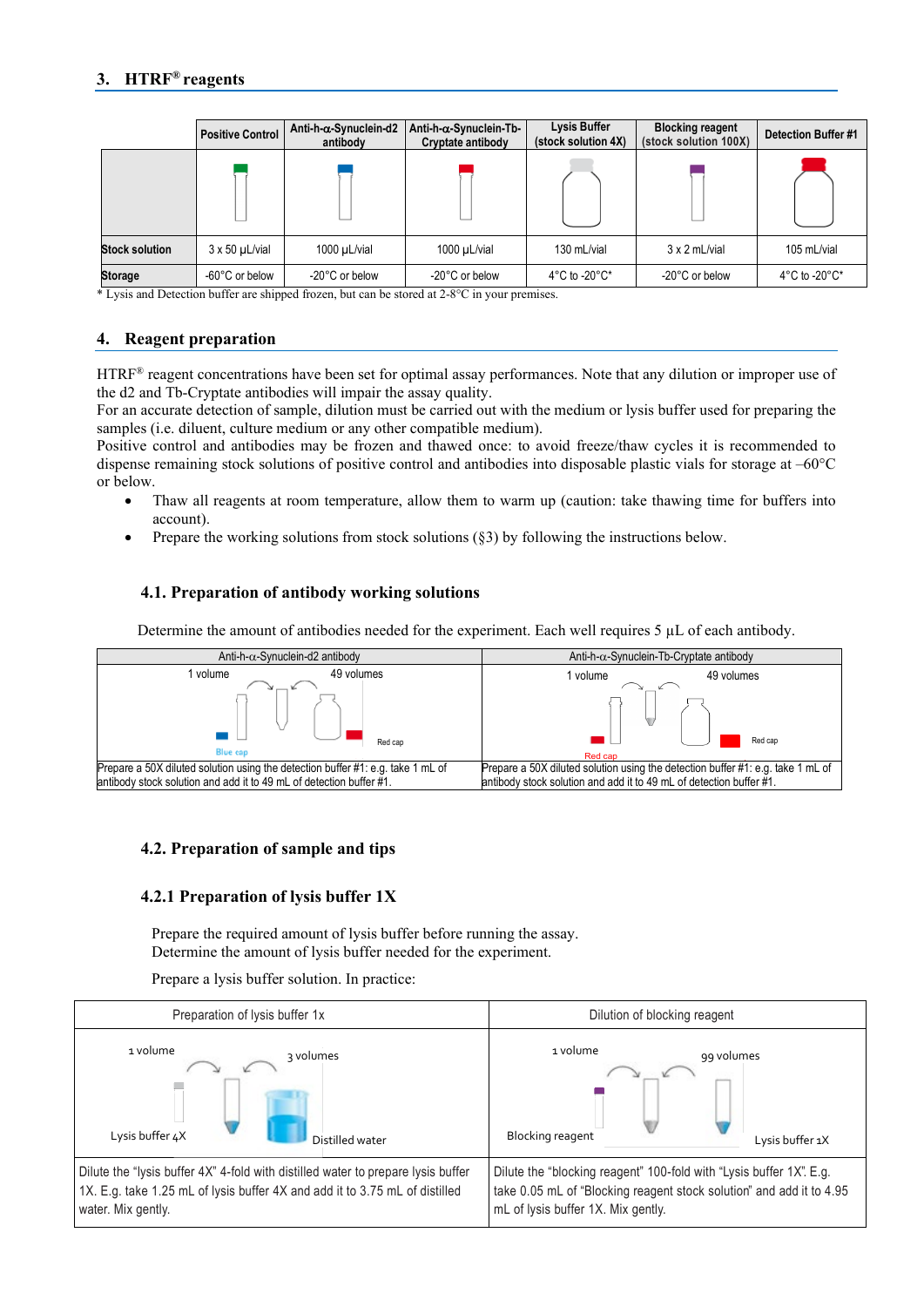## 3. HTRF® reagents

| | Positive Control | Anti-h-α-Synuclein-d2 antibody | Anti-h-α-Synuclein-Tb-Cryptate antibody | Lysis Buffer (stock solution 4X) | Blocking reagent (stock solution 100X) | Detection Buffer #1 |
|---|---|---|---|---|---|---|
| | | | | | | |
| Stock solution | 3 x 50 µL/vial | 1000 µL/vial | 1000 µL/vial | 130 mL/vial | 3 x 2 mL/vial | 105 mL/vial |
| Storage | -60°C or below | -20°C or below | -20°C or below | 4°C to -20°C* | -20°C or below | 4°C to -20°C* |

* Lysis and Detection buffer are shipped frozen, but can be stored at 2-8°C in your premises.

## 4. Reagent preparation

HTRF® reagent concentrations have been set for optimal assay performances. Note that any dilution or improper use of the d2 and Tb-Cryptate antibodies will impair the assay quality.
For an accurate detection of sample, dilution must be carried out with the medium or lysis buffer used for preparing the samples (i.e. diluent, culture medium or any other compatible medium).
Positive control and antibodies may be frozen and thawed once: to avoid freeze/thaw cycles it is recommended to dispense remaining stock solutions of positive control and antibodies into disposable plastic vials for storage at –60°C or below.

- Thaw all reagents at room temperature, allow them to warm up (caution: take thawing time for buffers into account).
- Prepare the working solutions from stock solutions (§3) by following the instructions below.

### 4.1. Preparation of antibody working solutions

Determine the amount of antibodies needed for the experiment. Each well requires 5 µL of each antibody.

| Anti-h-α-Synuclein-d2 antibody | Anti-h-α-Synuclein-Tb-Cryptate antibody |
|---|---|
| 1 volume (Blue cap) + 49 volumes (Red cap) | 1 volume (Red cap) + 49 volumes (Red cap) |
| Prepare a 50X diluted solution using the detection buffer #1: e.g. take 1 mL of antibody stock solution and add it to 49 mL of detection buffer #1. | Prepare a 50X diluted solution using the detection buffer #1: e.g. take 1 mL of antibody stock solution and add it to 49 mL of detection buffer #1. |

### 4.2. Preparation of sample and tips

#### 4.2.1 Preparation of lysis buffer 1X

Prepare the required amount of lysis buffer before running the assay.
Determine the amount of lysis buffer needed for the experiment.

Prepare a lysis buffer solution. In practice:

| Preparation of lysis buffer 1x | Dilution of blocking reagent |
|---|---|
| 1 volume (Lysis buffer 4X) + 3 volumes (Distilled water) | 1 volume (Blocking reagent) + 99 volumes (Lysis buffer 1X) |
| Dilute the "lysis buffer 4X" 4-fold with distilled water to prepare lysis buffer 1X. E.g. take 1.25 mL of lysis buffer 4X and add it to 3.75 mL of distilled water. Mix gently. | Dilute the "blocking reagent" 100-fold with "Lysis buffer 1X". E.g. take 0.05 mL of "Blocking reagent stock solution" and add it to 4.95 mL of lysis buffer 1X. Mix gently. |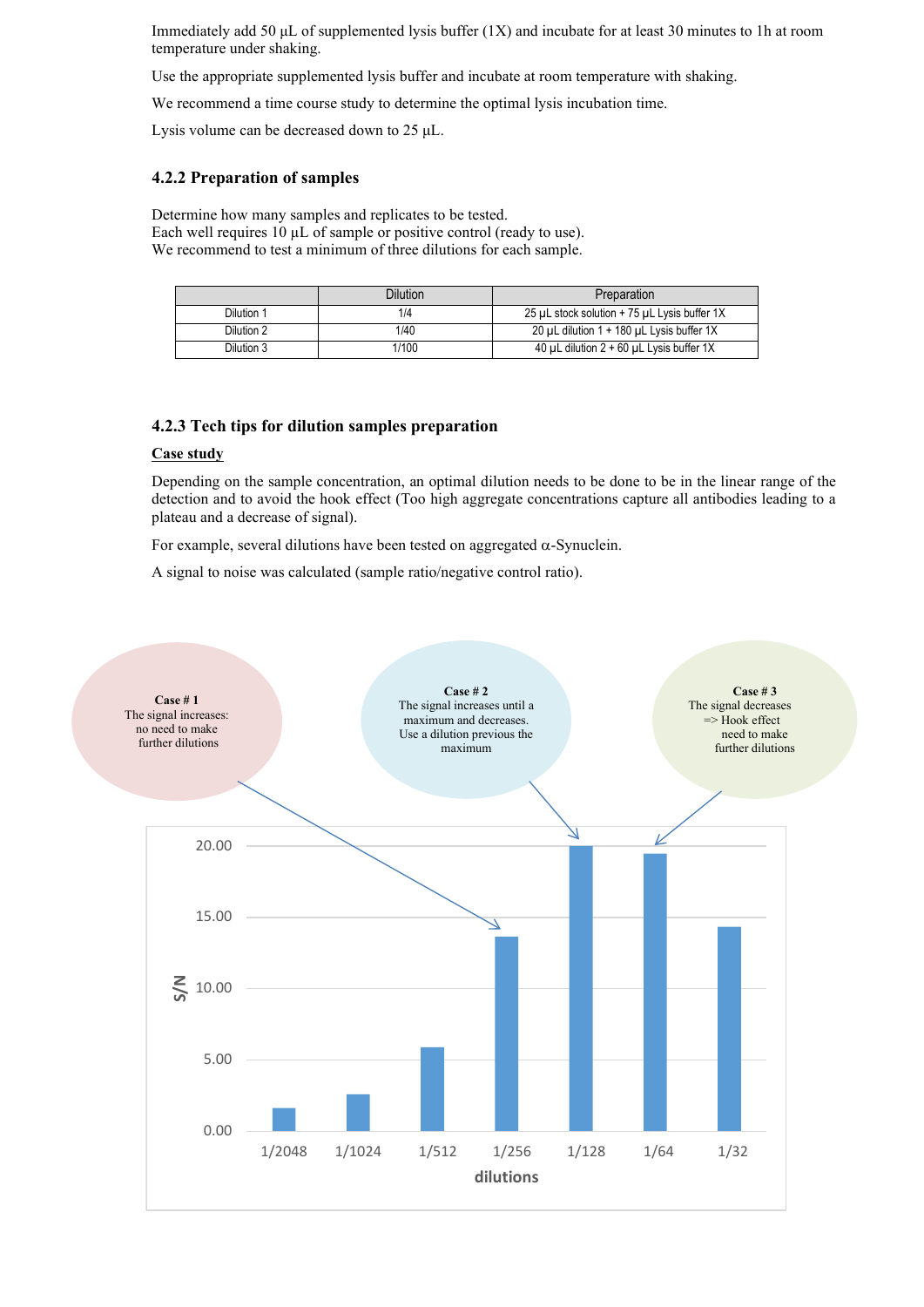Immediately add 50 µL of supplemented lysis buffer (1X) and incubate for at least 30 minutes to 1h at room temperature under shaking.

Use the appropriate supplemented lysis buffer and incubate at room temperature with shaking.

We recommend a time course study to determine the optimal lysis incubation time.

Lysis volume can be decreased down to 25 µL.

### 4.2.2 Preparation of samples

Determine how many samples and replicates to be tested.
Each well requires 10 µL of sample or positive control (ready to use).
We recommend to test a minimum of three dilutions for each sample.

| | Dilution | Preparation |
|---|---|---|
| Dilution 1 | 1/4 | 25 µL stock solution + 75 µL Lysis buffer 1X |
| Dilution 2 | 1/40 | 20 µL dilution 1 + 180 µL Lysis buffer 1X |
| Dilution 3 | 1/100 | 40 µL dilution 2 + 60 µL Lysis buffer 1X |

### 4.2.3 Tech tips for dilution samples preparation

**Case study**

Depending on the sample concentration, an optimal dilution needs to be done to be in the linear range of the detection and to avoid the hook effect (Too high aggregate concentrations capture all antibodies leading to a plateau and a decrease of signal).

For example, several dilutions have been tested on aggregated α-Synuclein.

A signal to noise was calculated (sample ratio/negative control ratio).

**Case # 1**
The signal increases: no need to make further dilutions

**Case # 2**
The signal increases until a maximum and decreases. Use a dilution previous the maximum

**Case # 3**
The signal decreases => Hook effect need to make further dilutions

| dilutions | S/N |
|---|---|
| 1/2048 | ~1.6 |
| 1/1024 | ~2.6 |
| 1/512 | ~5.9 |
| 1/256 | ~13.6 |
| 1/128 | ~20.0 |
| 1/64 | ~19.5 |
| 1/32 | ~14.3 |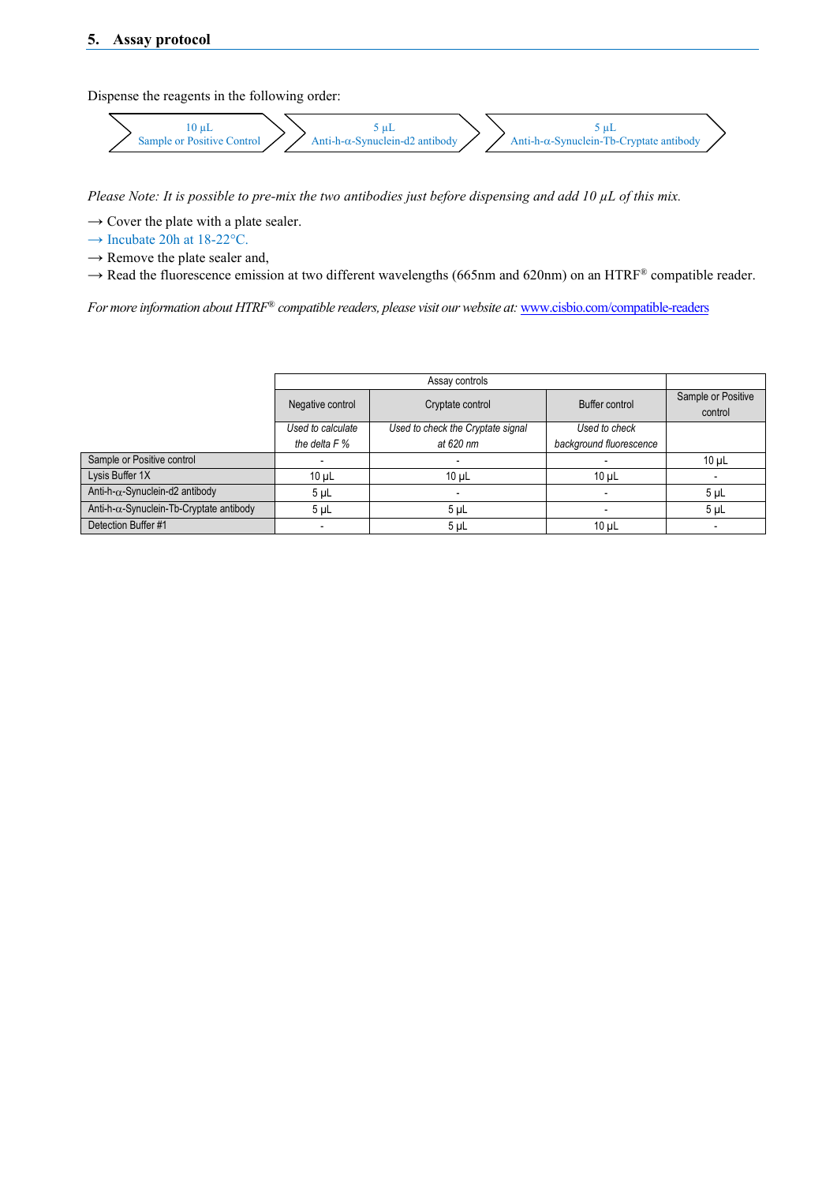## 5. Assay protocol

Dispense the reagents in the following order:

10 µL Sample or Positive Control → 5 µL Anti-h-α-Synuclein-d2 antibody → 5 µL Anti-h-α-Synuclein-Tb-Cryptate antibody

*Please Note: It is possible to pre-mix the two antibodies just before dispensing and add 10 µL of this mix.*

→ Cover the plate with a plate sealer.
→ Incubate 20h at 18-22°C.
→ Remove the plate sealer and,
→ Read the fluorescence emission at two different wavelengths (665nm and 620nm) on an HTRF® compatible reader.

*For more information about HTRF® compatible readers, please visit our website at:* [www.cisbio.com/compatible-readers](www.cisbio.com/compatible-readers)

| | Assay controls | | | |
|---|---|---|---|---|
| | Negative control | Cryptate control | Buffer control | Sample or Positive control |
| | *Used to calculate the delta F %* | *Used to check the Cryptate signal at 620 nm* | *Used to check background fluorescence* | |
| Sample or Positive control | - | - | - | 10 µL |
| Lysis Buffer 1X | 10 µL | 10 µL | 10 µL | - |
| Anti-h-α-Synuclein-d2 antibody | 5 µL | - | - | 5 µL |
| Anti-h-α-Synuclein-Tb-Cryptate antibody | 5 µL | 5 µL | - | 5 µL |
| Detection Buffer #1 | - | 5 µL | 10 µL | - |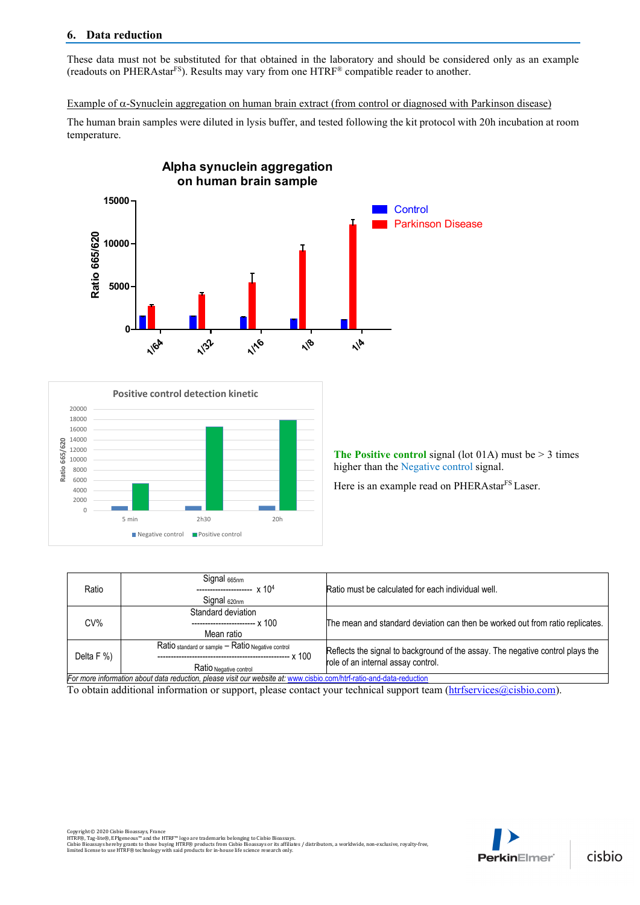## 6. Data reduction

These data must not be substituted for that obtained in the laboratory and should be considered only as an example (readouts on PHERAstar[FS]). Results may vary from one HTRF® compatible reader to another.

Example of α-Synuclein aggregation on human brain extract (from control or diagnosed with Parkinson disease)

The human brain samples were diluted in lysis buffer, and tested following the kit protocol with 20h incubation at room temperature.

Alpha synuclein aggregation
on human brain sample

Ratio 665/620

15000
10000
5000
0

1/64
1/32
1/16
1/8
1/4

Control
Parkinson Disease

Positive control detection kinetic

Ratio 665/620

20000
18000
16000
14000
12000
10000
8000
6000
4000
2000
0

5 min
2h30
20h

Negative control
Positive control

**The Positive control** signal (lot 01A) must be > 3 times higher than the Negative control signal.

Here is an example read on PHERAstar[FS] Laser.

| | | |
|---|---|---|
| Ratio | $\dfrac{\text{Signal}_{665nm}}{\text{Signal}_{620nm}} \times 10^4$ | Ratio must be calculated for each individual well. |
| CV% | $\dfrac{\text{Standard deviation}}{\text{Mean ratio}} \times 100$ | The mean and standard deviation can then be worked out from ratio replicates. |
| Delta F %) | $\dfrac{\text{Ratio}_{\text{standard or sample}} - \text{Ratio}_{\text{Negative control}}}{\text{Ratio}_{\text{Negative control}}} \times 100$ | Reflects the signal to background of the assay. The negative control plays the role of an internal assay control. |

*For more information about data reduction, please visit our website at: www.cisbio.com/htrf-ratio-and-data-reduction*

To obtain additional information or support, please contact your technical support team (htrfservices@cisbio.com).

Copyright © 2020 Cisbio Bioassays, France
HTRF®, Tag-lite®, EPIgeneous™ and the HTRF™ logo are trademarks belonging to Cisbio Bioassays.
Cisbio Bioassays hereby grants to those buying HTRF® products from Cisbio Bioassays or its affiliates / distributors, a worldwide, non-exclusive, royalty-free, limited license to use HTRF® technology with said products for in-house life science research only.

PerkinElmer cisbio